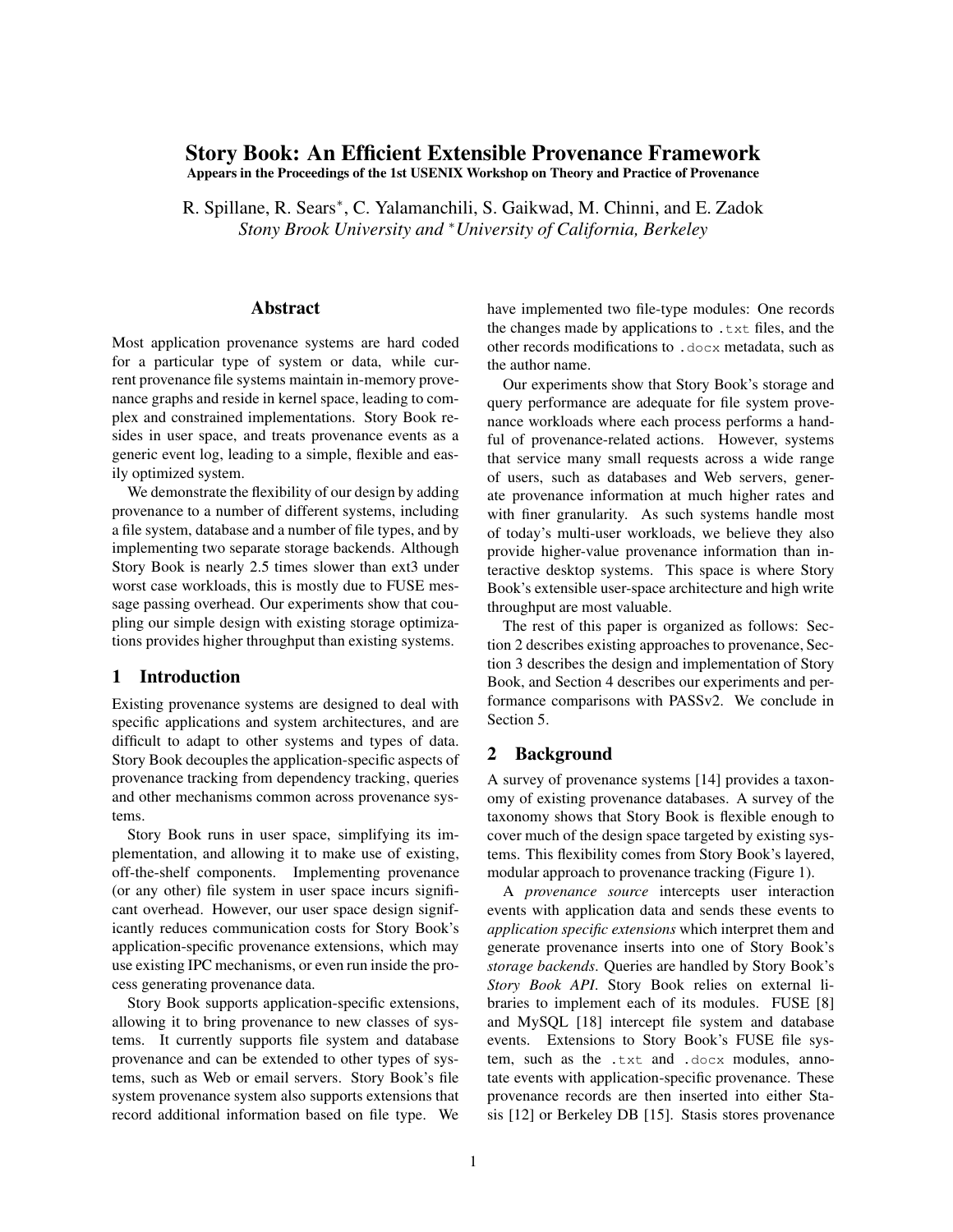# Story Book: An Efficient Extensible Provenance Framework

**Appears in the Proceedings of the 1st USENIX Workshop on Theory and Practice of Provenance**

R. Spillane, R. Sears[*], C. Yalamanchili, S. Gaikwad, M. Chinni, and E. Zadok

*Stony Brook University and [*]University of California, Berkeley*

## Abstract

Most application provenance systems are hard coded for a particular type of system or data, while current provenance file systems maintain in-memory provenance graphs and reside in kernel space, leading to complex and constrained implementations. Story Book resides in user space, and treats provenance events as a generic event log, leading to a simple, flexible and easily optimized system.

We demonstrate the flexibility of our design by adding provenance to a number of different systems, including a file system, database and a number of file types, and by implementing two separate storage backends. Although Story Book is nearly 2.5 times slower than ext3 under worst case workloads, this is mostly due to FUSE message passing overhead. Our experiments show that coupling our simple design with existing storage optimizations provides higher throughput than existing systems.

## 1 Introduction

Existing provenance systems are designed to deal with specific applications and system architectures, and are difficult to adapt to other systems and types of data. Story Book decouples the application-specific aspects of provenance tracking from dependency tracking, queries and other mechanisms common across provenance systems.

Story Book runs in user space, simplifying its implementation, and allowing it to make use of existing, off-the-shelf components. Implementing provenance (or any other) file system in user space incurs significant overhead. However, our user space design significantly reduces communication costs for Story Book's application-specific provenance extensions, which may use existing IPC mechanisms, or even run inside the process generating provenance data.

Story Book supports application-specific extensions, allowing it to bring provenance to new classes of systems. It currently supports file system and database provenance and can be extended to other types of systems, such as Web or email servers. Story Book's file system provenance system also supports extensions that record additional information based on file type. We have implemented two file-type modules: One records the changes made by applications to `.txt` files, and the other records modifications to `.docx` metadata, such as the author name.

Our experiments show that Story Book's storage and query performance are adequate for file system provenance workloads where each process performs a handful of provenance-related actions. However, systems that service many small requests across a wide range of users, such as databases and Web servers, generate provenance information at much higher rates and with finer granularity. As such systems handle most of today's multi-user workloads, we believe they also provide higher-value provenance information than interactive desktop systems. This space is where Story Book's extensible user-space architecture and high write throughput are most valuable.

The rest of this paper is organized as follows: Section 2 describes existing approaches to provenance, Section 3 describes the design and implementation of Story Book, and Section 4 describes our experiments and performance comparisons with PASSv2. We conclude in Section 5.

## 2 Background

A survey of provenance systems [14] provides a taxonomy of existing provenance databases. A survey of the taxonomy shows that Story Book is flexible enough to cover much of the design space targeted by existing systems. This flexibility comes from Story Book's layered, modular approach to provenance tracking (Figure 1).

A *provenance source* intercepts user interaction events with application data and sends these events to *application specific extensions* which interpret them and generate provenance inserts into one of Story Book's *storage backends*. Queries are handled by Story Book's *Story Book API*. Story Book relies on external libraries to implement each of its modules. FUSE [8] and MySQL [18] intercept file system and database events. Extensions to Story Book's FUSE file system, such as the `.txt` and `.docx` modules, annotate events with application-specific provenance. These provenance records are then inserted into either Stasis [12] or Berkeley DB [15]. Stasis stores provenance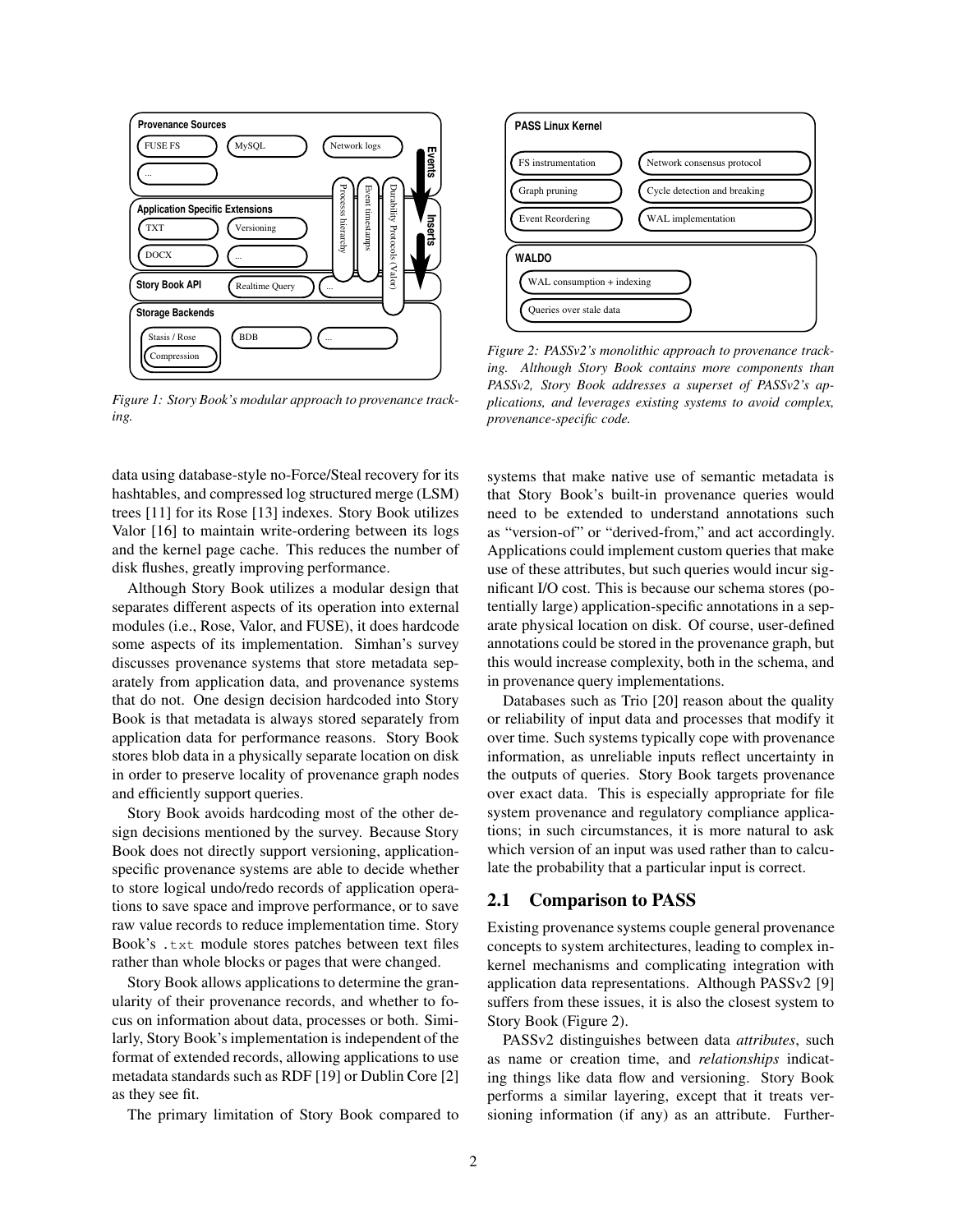Figure 1: Story Book's modular approach to provenance tracking.

Figure 2: PASSv2's monolithic approach to provenance tracking. Although Story Book contains more components than PASSv2, Story Book addresses a superset of PASSv2's applications, and leverages existing systems to avoid complex, provenance-specific code.

data using database-style no-Force/Steal recovery for its hashtables, and compressed log structured merge (LSM) trees [11] for its Rose [13] indexes. Story Book utilizes Valor [16] to maintain write-ordering between its logs and the kernel page cache. This reduces the number of disk flushes, greatly improving performance.

Although Story Book utilizes a modular design that separates different aspects of its operation into external modules (i.e., Rose, Valor, and FUSE), it does hardcode some aspects of its implementation. Simhan's survey discusses provenance systems that store metadata separately from application data, and provenance systems that do not. One design decision hardcoded into Story Book is that metadata is always stored separately from application data for performance reasons. Story Book stores blob data in a physically separate location on disk in order to preserve locality of provenance graph nodes and efficiently support queries.

Story Book avoids hardcoding most of the other design decisions mentioned by the survey. Because Story Book does not directly support versioning, application-specific provenance systems are able to decide whether to store logical undo/redo records of application operations to save space and improve performance, or to save raw value records to reduce implementation time. Story Book's `.txt` module stores patches between text files rather than whole blocks or pages that were changed.

Story Book allows applications to determine the granularity of their provenance records, and whether to focus on information about data, processes or both. Similarly, Story Book's implementation is independent of the format of extended records, allowing applications to use metadata standards such as RDF [19] or Dublin Core [2] as they see fit.

The primary limitation of Story Book compared to systems that make native use of semantic metadata is that Story Book's built-in provenance queries would need to be extended to understand annotations such as "version-of" or "derived-from," and act accordingly. Applications could implement custom queries that make use of these attributes, but such queries would incur significant I/O cost. This is because our schema stores (potentially large) application-specific annotations in a separate physical location on disk. Of course, user-defined annotations could be stored in the provenance graph, but this would increase complexity, both in the schema, and in provenance query implementations.

Databases such as Trio [20] reason about the quality or reliability of input data and processes that modify it over time. Such systems typically cope with provenance information, as unreliable inputs reflect uncertainty in the outputs of queries. Story Book targets provenance over exact data. This is especially appropriate for file system provenance and regulatory compliance applications; in such circumstances, it is more natural to ask which version of an input was used rather than to calculate the probability that a particular input is correct.

## 2.1 Comparison to PASS

Existing provenance systems couple general provenance concepts to system architectures, leading to complex in-kernel mechanisms and complicating integration with application data representations. Although PASSv2 [9] suffers from these issues, it is also the closest system to Story Book (Figure 2).

PASSv2 distinguishes between data *attributes*, such as name or creation time, and *relationships* indicating things like data flow and versioning. Story Book performs a similar layering, except that it treats versioning information (if any) as an attribute. Further-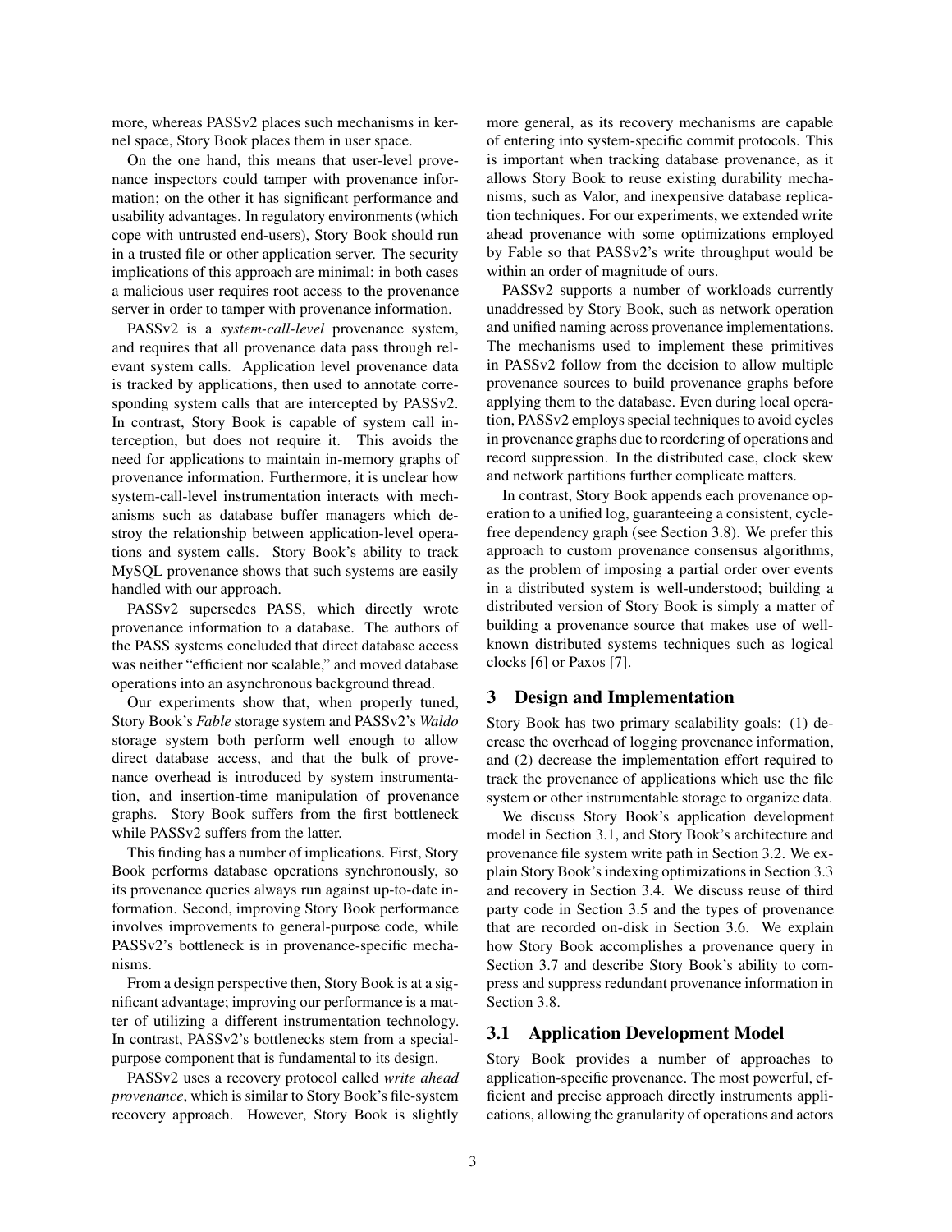more, whereas PASSv2 places such mechanisms in kernel space, Story Book places them in user space.

On the one hand, this means that user-level provenance inspectors could tamper with provenance information; on the other it has significant performance and usability advantages. In regulatory environments (which cope with untrusted end-users), Story Book should run in a trusted file or other application server. The security implications of this approach are minimal: in both cases a malicious user requires root access to the provenance server in order to tamper with provenance information.

PASSv2 is a *system-call-level* provenance system, and requires that all provenance data pass through relevant system calls. Application level provenance data is tracked by applications, then used to annotate corresponding system calls that are intercepted by PASSv2. In contrast, Story Book is capable of system call interception, but does not require it. This avoids the need for applications to maintain in-memory graphs of provenance information. Furthermore, it is unclear how system-call-level instrumentation interacts with mechanisms such as database buffer managers which destroy the relationship between application-level operations and system calls. Story Book's ability to track MySQL provenance shows that such systems are easily handled with our approach.

PASSv2 supersedes PASS, which directly wrote provenance information to a database. The authors of the PASS systems concluded that direct database access was neither "efficient nor scalable," and moved database operations into an asynchronous background thread.

Our experiments show that, when properly tuned, Story Book's *Fable* storage system and PASSv2's *Waldo* storage system both perform well enough to allow direct database access, and that the bulk of provenance overhead is introduced by system instrumentation, and insertion-time manipulation of provenance graphs. Story Book suffers from the first bottleneck while PASSv2 suffers from the latter.

This finding has a number of implications. First, Story Book performs database operations synchronously, so its provenance queries always run against up-to-date information. Second, improving Story Book performance involves improvements to general-purpose code, while PASSv2's bottleneck is in provenance-specific mechanisms.

From a design perspective then, Story Book is at a significant advantage; improving our performance is a matter of utilizing a different instrumentation technology. In contrast, PASSv2's bottlenecks stem from a special-purpose component that is fundamental to its design.

PASSv2 uses a recovery protocol called *write ahead provenance*, which is similar to Story Book's file-system recovery approach. However, Story Book is slightly more general, as its recovery mechanisms are capable of entering into system-specific commit protocols. This is important when tracking database provenance, as it allows Story Book to reuse existing durability mechanisms, such as Valor, and inexpensive database replication techniques. For our experiments, we extended write ahead provenance with some optimizations employed by Fable so that PASSv2's write throughput would be within an order of magnitude of ours.

PASSv2 supports a number of workloads currently unaddressed by Story Book, such as network operation and unified naming across provenance implementations. The mechanisms used to implement these primitives in PASSv2 follow from the decision to allow multiple provenance sources to build provenance graphs before applying them to the database. Even during local operation, PASSv2 employs special techniques to avoid cycles in provenance graphs due to reordering of operations and record suppression. In the distributed case, clock skew and network partitions further complicate matters.

In contrast, Story Book appends each provenance operation to a unified log, guaranteeing a consistent, cycle-free dependency graph (see Section 3.8). We prefer this approach to custom provenance consensus algorithms, as the problem of imposing a partial order over events in a distributed system is well-understood; building a distributed version of Story Book is simply a matter of building a provenance source that makes use of well-known distributed systems techniques such as logical clocks [6] or Paxos [7].

## 3 Design and Implementation

Story Book has two primary scalability goals: (1) decrease the overhead of logging provenance information, and (2) decrease the implementation effort required to track the provenance of applications which use the file system or other instrumentable storage to organize data.

We discuss Story Book's application development model in Section 3.1, and Story Book's architecture and provenance file system write path in Section 3.2. We explain Story Book's indexing optimizations in Section 3.3 and recovery in Section 3.4. We discuss reuse of third party code in Section 3.5 and the types of provenance that are recorded on-disk in Section 3.6. We explain how Story Book accomplishes a provenance query in Section 3.7 and describe Story Book's ability to compress and suppress redundant provenance information in Section 3.8.

### 3.1 Application Development Model

Story Book provides a number of approaches to application-specific provenance. The most powerful, efficient and precise approach directly instruments applications, allowing the granularity of operations and actors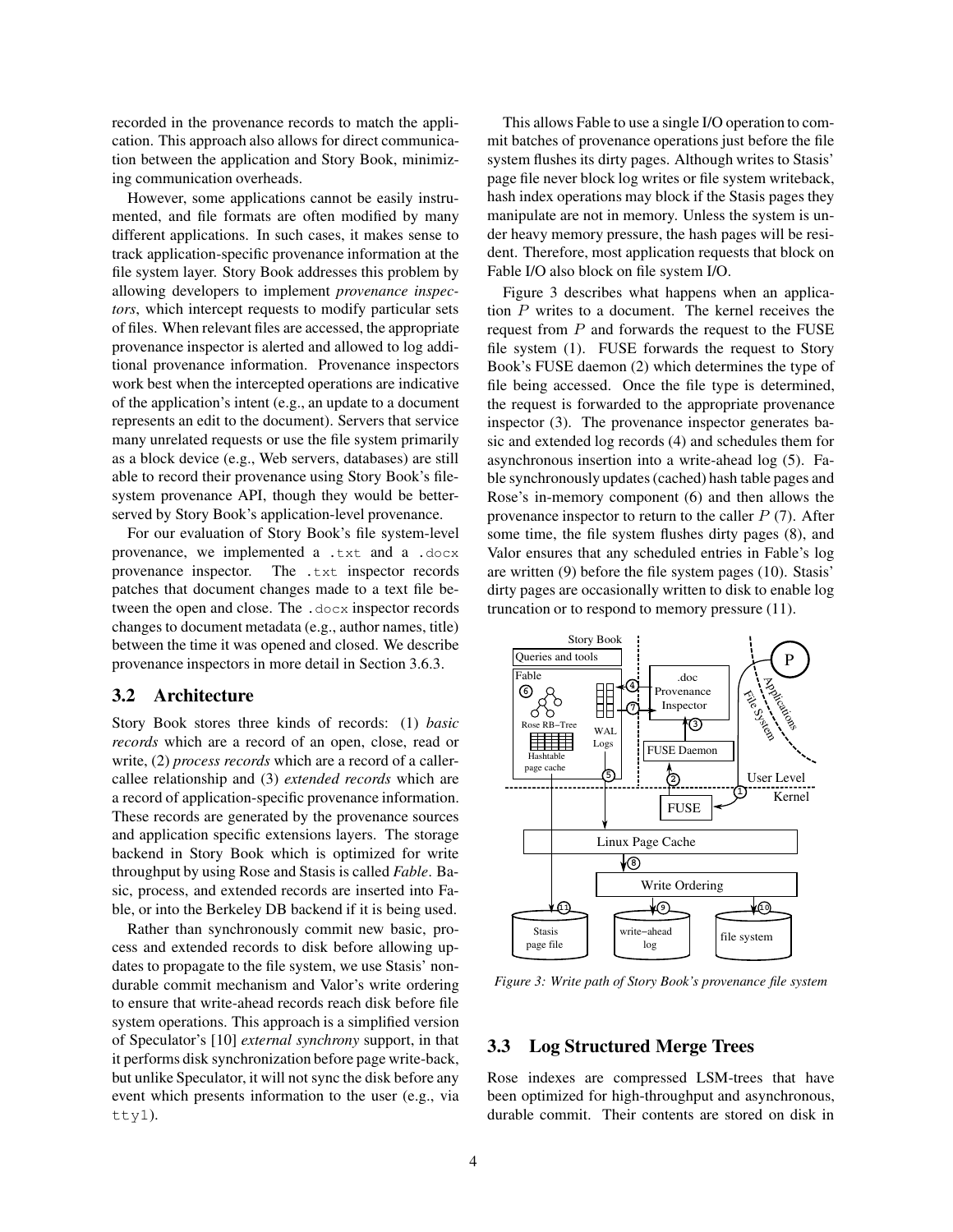recorded in the provenance records to match the application. This approach also allows for direct communication between the application and Story Book, minimizing communication overheads.

However, some applications cannot be easily instrumented, and file formats are often modified by many different applications. In such cases, it makes sense to track application-specific provenance information at the file system layer. Story Book addresses this problem by allowing developers to implement *provenance inspectors*, which intercept requests to modify particular sets of files. When relevant files are accessed, the appropriate provenance inspector is alerted and allowed to log additional provenance information. Provenance inspectors work best when the intercepted operations are indicative of the application's intent (e.g., an update to a document represents an edit to the document). Servers that service many unrelated requests or use the file system primarily as a block device (e.g., Web servers, databases) are still able to record their provenance using Story Book's file-system provenance API, though they would be better-served by Story Book's application-level provenance.

For our evaluation of Story Book's file system-level provenance, we implemented a `.txt` and a `.docx` provenance inspector. The `.txt` inspector records patches that document changes made to a text file between the open and close. The `.docx` inspector records changes to document metadata (e.g., author names, title) between the time it was opened and closed. We describe provenance inspectors in more detail in Section 3.6.3.

## 3.2 Architecture

Story Book stores three kinds of records: (1) *basic records* which are a record of an open, close, read or write, (2) *process records* which are a record of a caller-callee relationship and (3) *extended records* which are a record of application-specific provenance information. These records are generated by the provenance sources and application specific extensions layers. The storage backend in Story Book which is optimized for write throughput by using Rose and Stasis is called *Fable*. Basic, process, and extended records are inserted into Fable, or into the Berkeley DB backend if it is being used.

Rather than synchronously commit new basic, process and extended records to disk before allowing updates to propagate to the file system, we use Stasis' non-durable commit mechanism and Valor's write ordering to ensure that write-ahead records reach disk before file system operations. This approach is a simplified version of Speculator's [10] *external synchrony* support, in that it performs disk synchronization before page write-back, but unlike Speculator, it will not sync the disk before any event which presents information to the user (e.g., via `tty1`).

This allows Fable to use a single I/O operation to commit batches of provenance operations just before the file system flushes its dirty pages. Although writes to Stasis' page file never block log writes or file system writeback, hash index operations may block if the Stasis pages they manipulate are not in memory. Unless the system is under heavy memory pressure, the hash pages will be resident. Therefore, most application requests that block on Fable I/O also block on file system I/O.

Figure 3 describes what happens when an application $P$ writes to a document. The kernel receives the request from $P$ and forwards the request to the FUSE file system (1). FUSE forwards the request to Story Book's FUSE daemon (2) which determines the type of file being accessed. Once the file type is determined, the request is forwarded to the appropriate provenance inspector (3). The provenance inspector generates basic and extended log records (4) and schedules them for asynchronous insertion into a write-ahead log (5). Fable synchronously updates (cached) hash table pages and Rose's in-memory component (6) and then allows the provenance inspector to return to the caller $P$ (7). After some time, the file system flushes dirty pages (8), and Valor ensures that any scheduled entries in Fable's log are written (9) before the file system pages (10). Stasis' dirty pages are occasionally written to disk to enable log truncation or to respond to memory pressure (11).

*Figure 3: Write path of Story Book's provenance file system*

## 3.3 Log Structured Merge Trees

Rose indexes are compressed LSM-trees that have been optimized for high-throughput and asynchronous, durable commit. Their contents are stored on disk in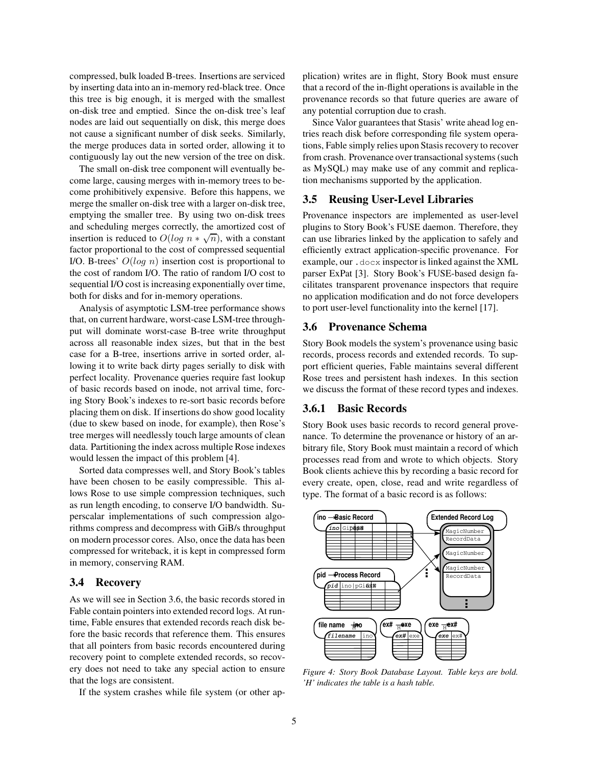compressed, bulk loaded B-trees. Insertions are serviced by inserting data into an in-memory red-black tree. Once this tree is big enough, it is merged with the smallest on-disk tree and emptied. Since the on-disk tree's leaf nodes are laid out sequentially on disk, this merge does not cause a significant number of disk seeks. Similarly, the merge produces data in sorted order, allowing it to contiguously lay out the new version of the tree on disk.

The small on-disk tree component will eventually become large, causing merges with in-memory trees to become prohibitively expensive. Before this happens, we merge the smaller on-disk tree with a larger on-disk tree, emptying the smaller tree. By using two on-disk trees and scheduling merges correctly, the amortized cost of insertion is reduced to $O(log\ n * \sqrt{n})$, with a constant factor proportional to the cost of compressed sequential I/O. B-trees' $O(log\ n)$ insertion cost is proportional to the cost of random I/O. The ratio of random I/O cost to sequential I/O cost is increasing exponentially over time, both for disks and for in-memory operations.

Analysis of asymptotic LSM-tree performance shows that, on current hardware, worst-case LSM-tree throughput will dominate worst-case B-tree write throughput across all reasonable index sizes, but that in the best case for a B-tree, insertions arrive in sorted order, allowing it to write back dirty pages serially to disk with perfect locality. Provenance queries require fast lookup of basic records based on inode, not arrival time, forcing Story Book's indexes to re-sort basic records before placing them on disk. If insertions do show good locality (due to skew based on inode, for example), then Rose's tree merges will needlessly touch large amounts of clean data. Partitioning the index across multiple Rose indexes would lessen the impact of this problem [4].

Sorted data compresses well, and Story Book's tables have been chosen to be easily compressible. This allows Rose to use simple compression techniques, such as run length encoding, to conserve I/O bandwidth. Superscalar implementations of such compression algorithms compress and decompress with GiB/s throughput on modern processor cores. Also, once the data has been compressed for writeback, it is kept in compressed form in memory, conserving RAM.

### 3.4 Recovery

As we will see in Section 3.6, the basic records stored in Fable contain pointers into extended record logs. At runtime, Fable ensures that extended records reach disk before the basic records that reference them. This ensures that all pointers from basic records encountered during recovery point to complete extended records, so recovery does not need to take any special action to ensure that the logs are consistent.

If the system crashes while file system (or other application) writes are in flight, Story Book must ensure that a record of the in-flight operations is available in the provenance records so that future queries are aware of any potential corruption due to crash.

Since Valor guarantees that Stasis' write ahead log entries reach disk before corresponding file system operations, Fable simply relies upon Stasis recovery to recover from crash. Provenance over transactional systems (such as MySQL) may make use of any commit and replication mechanisms supported by the application.

### 3.5 Reusing User-Level Libraries

Provenance inspectors are implemented as user-level plugins to Story Book's FUSE daemon. Therefore, they can use libraries linked by the application to safely and efficiently extract application-specific provenance. For example, our `.docx` inspector is linked against the XML parser ExPat [3]. Story Book's FUSE-based design facilitates transparent provenance inspectors that require no application modification and do not force developers to port user-level functionality into the kernel [17].

### 3.6 Provenance Schema

Story Book models the system's provenance using basic records, process records and extended records. To support efficient queries, Fable maintains several different Rose trees and persistent hash indexes. In this section we discuss the format of these record types and indexes.

#### 3.6.1 Basic Records

Story Book uses basic records to record general provenance. To determine the provenance or history of an arbitrary file, Story Book must maintain a record of which processes read from and wrote to which objects. Story Book clients achieve this by recording a basic record for every create, open, close, read and write regardless of type. The format of a basic record is as follows:

*Figure 4: Story Book Database Layout. Table keys are bold. 'H' indicates the table is a hash table.*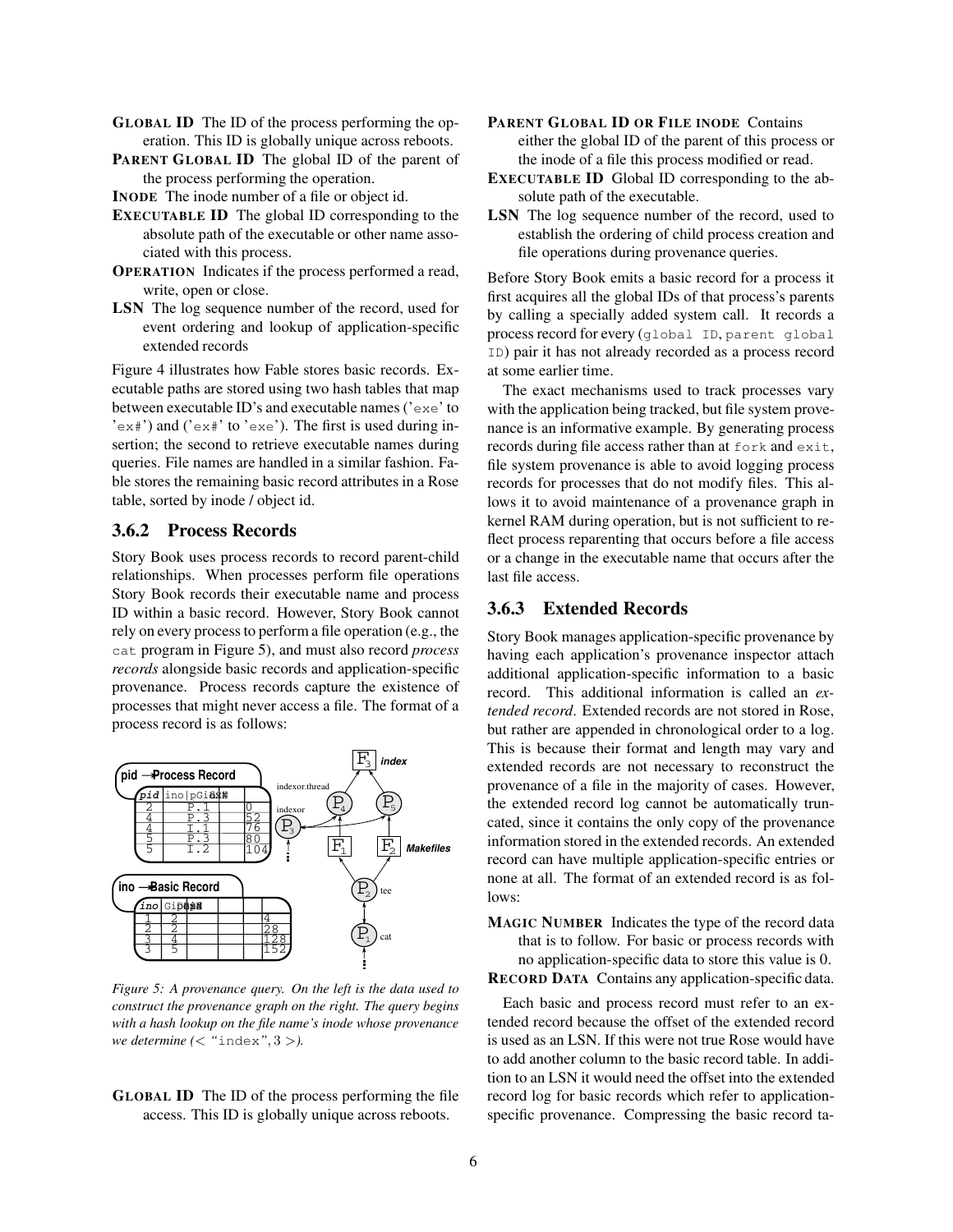**GLOBAL ID** The ID of the process performing the operation. This ID is globally unique across reboots.

**PARENT GLOBAL ID** The global ID of the parent of the process performing the operation.

**INODE** The inode number of a file or object id.

**EXECUTABLE ID** The global ID corresponding to the absolute path of the executable or other name associated with this process.

**OPERATION** Indicates if the process performed a read, write, open or close.

**LSN** The log sequence number of the record, used for event ordering and lookup of application-specific extended records

Figure 4 illustrates how Fable stores basic records. Executable paths are stored using two hash tables that map between executable ID's and executable names ('`exe`' to '`ex#`') and ('`ex#`' to '`exe`'). The first is used during insertion; the second to retrieve executable names during queries. File names are handled in a similar fashion. Fable stores the remaining basic record attributes in a Rose table, sorted by inode / object id.

### 3.6.2 Process Records

Story Book uses process records to record parent-child relationships. When processes perform file operations Story Book records their executable name and process ID within a basic record. However, Story Book cannot rely on every process to perform a file operation (e.g., the `cat` program in Figure 5), and must also record *process records* alongside basic records and application-specific provenance. Process records capture the existence of processes that might never access a file. The format of a process record is as follows:

Figure 5: A provenance query. On the left is the data used to construct the provenance graph on the right. The query begins with a hash lookup on the file name's inode whose provenance we determine ($<$ "`index`", 3 $>$).

**GLOBAL ID** The ID of the process performing the file access. This ID is globally unique across reboots.

**PARENT GLOBAL ID OR FILE INODE** Contains either the global ID of the parent of this process or the inode of a file this process modified or read.

**EXECUTABLE ID** Global ID corresponding to the absolute path of the executable.

**LSN** The log sequence number of the record, used to establish the ordering of child process creation and file operations during provenance queries.

Before Story Book emits a basic record for a process it first acquires all the global IDs of that process's parents by calling a specially added system call. It records a process record for every (`global ID, parent global ID`) pair it has not already recorded as a process record at some earlier time.

The exact mechanisms used to track processes vary with the application being tracked, but file system provenance is an informative example. By generating process records during file access rather than at `fork` and `exit`, file system provenance is able to avoid logging process records for processes that do not modify files. This allows it to avoid maintenance of a provenance graph in kernel RAM during operation, but is not sufficient to reflect process reparenting that occurs before a file access or a change in the executable name that occurs after the last file access.

### 3.6.3 Extended Records

Story Book manages application-specific provenance by having each application's provenance inspector attach additional application-specific information to a basic record. This additional information is called an *extended record*. Extended records are not stored in Rose, but rather are appended in chronological order to a log. This is because their format and length may vary and extended records are not necessary to reconstruct the provenance of a file in the majority of cases. However, the extended record log cannot be automatically truncated, since it contains the only copy of the provenance information stored in the extended records. An extended record can have multiple application-specific entries or none at all. The format of an extended record is as follows:

**MAGIC NUMBER** Indicates the type of the record data that is to follow. For basic or process records with no application-specific data to store this value is 0.

**RECORD DATA** Contains any application-specific data.

Each basic and process record must refer to an extended record because the offset of the extended record is used as an LSN. If this were not true Rose would have to add another column to the basic record table. In addition to an LSN it would need the offset into the extended record log for basic records which refer to application-specific provenance. Compressing the basic record ta-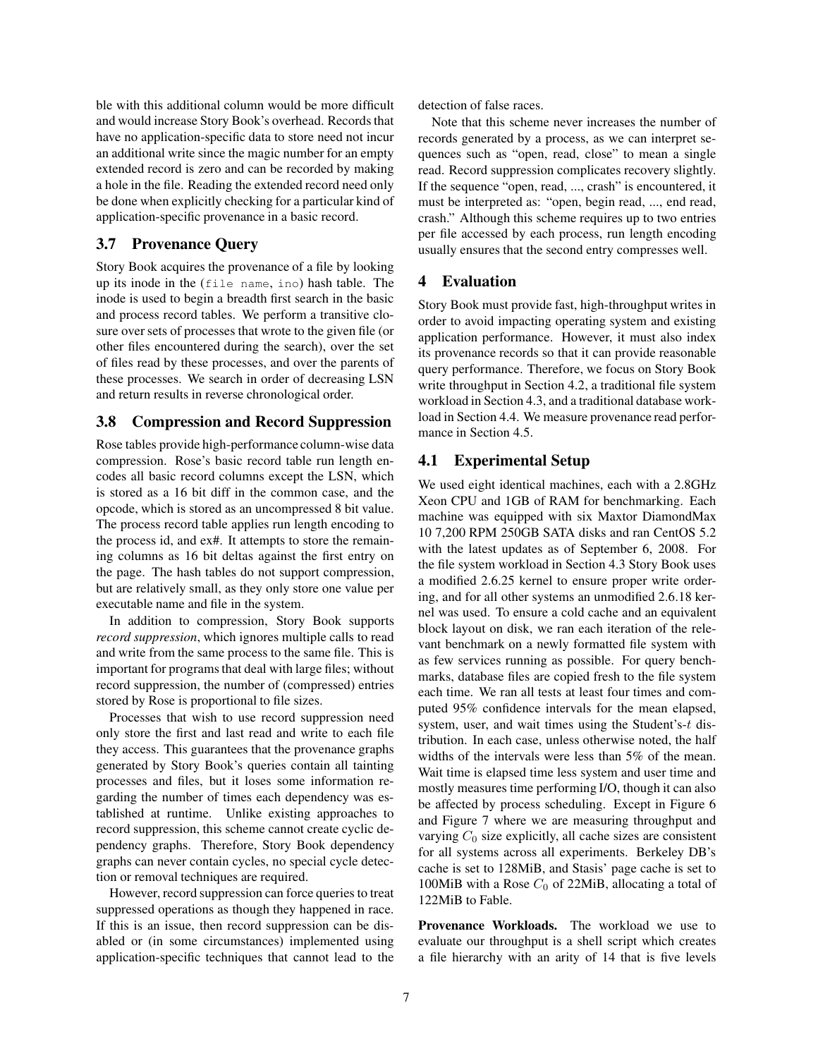ble with this additional column would be more difficult and would increase Story Book's overhead. Records that have no application-specific data to store need not incur an additional write since the magic number for an empty extended record is zero and can be recorded by making a hole in the file. Reading the extended record need only be done when explicitly checking for a particular kind of application-specific provenance in a basic record.

### 3.7 Provenance Query

Story Book acquires the provenance of a file by looking up its inode in the (`file name`, `ino`) hash table. The inode is used to begin a breadth first search in the basic and process record tables. We perform a transitive closure over sets of processes that wrote to the given file (or other files encountered during the search), over the set of files read by these processes, and over the parents of these processes. We search in order of decreasing LSN and return results in reverse chronological order.

### 3.8 Compression and Record Suppression

Rose tables provide high-performance column-wise data compression. Rose's basic record table run length encodes all basic record columns except the LSN, which is stored as a 16 bit diff in the common case, and the opcode, which is stored as an uncompressed 8 bit value. The process record table applies run length encoding to the process id, and ex#. It attempts to store the remaining columns as 16 bit deltas against the first entry on the page. The hash tables do not support compression, but are relatively small, as they only store one value per executable name and file in the system.

In addition to compression, Story Book supports *record suppression*, which ignores multiple calls to read and write from the same process to the same file. This is important for programs that deal with large files; without record suppression, the number of (compressed) entries stored by Rose is proportional to file sizes.

Processes that wish to use record suppression need only store the first and last read and write to each file they access. This guarantees that the provenance graphs generated by Story Book's queries contain all tainting processes and files, but it loses some information regarding the number of times each dependency was established at runtime. Unlike existing approaches to record suppression, this scheme cannot create cyclic dependency graphs. Therefore, Story Book dependency graphs can never contain cycles, no special cycle detection or removal techniques are required.

However, record suppression can force queries to treat suppressed operations as though they happened in race. If this is an issue, then record suppression can be disabled or (in some circumstances) implemented using application-specific techniques that cannot lead to the detection of false races.

Note that this scheme never increases the number of records generated by a process, as we can interpret sequences such as "open, read, close" to mean a single read. Record suppression complicates recovery slightly. If the sequence "open, read, ..., crash" is encountered, it must be interpreted as: "open, begin read, ..., end read, crash." Although this scheme requires up to two entries per file accessed by each process, run length encoding usually ensures that the second entry compresses well.

## 4 Evaluation

Story Book must provide fast, high-throughput writes in order to avoid impacting operating system and existing application performance. However, it must also index its provenance records so that it can provide reasonable query performance. Therefore, we focus on Story Book write throughput in Section 4.2, a traditional file system workload in Section 4.3, and a traditional database workload in Section 4.4. We measure provenance read performance in Section 4.5.

### 4.1 Experimental Setup

We used eight identical machines, each with a 2.8GHz Xeon CPU and 1GB of RAM for benchmarking. Each machine was equipped with six Maxtor DiamondMax 10 7,200 RPM 250GB SATA disks and ran CentOS 5.2 with the latest updates as of September 6, 2008. For the file system workload in Section 4.3 Story Book uses a modified 2.6.25 kernel to ensure proper write ordering, and for all other systems an unmodified 2.6.18 kernel was used. To ensure a cold cache and an equivalent block layout on disk, we ran each iteration of the relevant benchmark on a newly formatted file system with as few services running as possible. For query benchmarks, database files are copied fresh to the file system each time. We ran all tests at least four times and computed 95% confidence intervals for the mean elapsed, system, user, and wait times using the Student's-$t$ distribution. In each case, unless otherwise noted, the half widths of the intervals were less than 5% of the mean. Wait time is elapsed time less system and user time and mostly measures time performing I/O, though it can also be affected by process scheduling. Except in Figure 6 and Figure 7 where we are measuring throughput and varying $C_0$ size explicitly, all cache sizes are consistent for all systems across all experiments. Berkeley DB's cache is set to 128MiB, and Stasis' page cache is set to 100MiB with a Rose $C_0$ of 22MiB, allocating a total of 122MiB to Fable.

**Provenance Workloads.** The workload we use to evaluate our throughput is a shell script which creates a file hierarchy with an arity of 14 that is five levels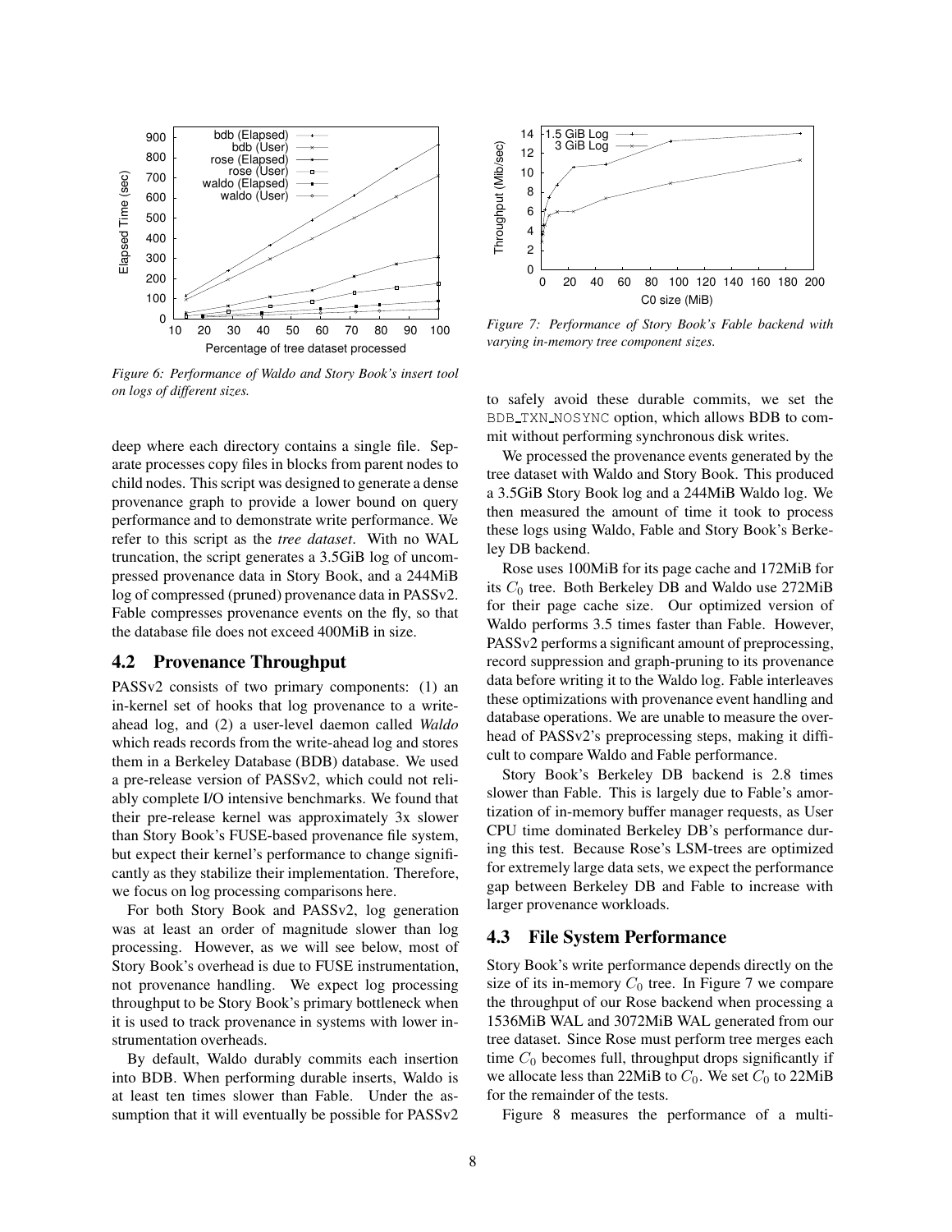*Figure 6: Performance of Waldo and Story Book's insert tool on logs of different sizes.*

*Figure 7: Performance of Story Book's Fable backend with varying in-memory tree component sizes.*

deep where each directory contains a single file. Separate processes copy files in blocks from parent nodes to child nodes. This script was designed to generate a dense provenance graph to provide a lower bound on query performance and to demonstrate write performance. We refer to this script as the *tree dataset*. With no WAL truncation, the script generates a 3.5GiB log of uncompressed provenance data in Story Book, and a 244MiB log of compressed (pruned) provenance data in PASSv2. Fable compresses provenance events on the fly, so that the database file does not exceed 400MiB in size.

## 4.2 Provenance Throughput

PASSv2 consists of two primary components: (1) an in-kernel set of hooks that log provenance to a write-ahead log, and (2) a user-level daemon called *Waldo* which reads records from the write-ahead log and stores them in a Berkeley Database (BDB) database. We used a pre-release version of PASSv2, which could not reliably complete I/O intensive benchmarks. We found that their pre-release kernel was approximately 3x slower than Story Book's FUSE-based provenance file system, but expect their kernel's performance to change significantly as they stabilize their implementation. Therefore, we focus on log processing comparisons here.

For both Story Book and PASSv2, log generation was at least an order of magnitude slower than log processing. However, as we will see below, most of Story Book's overhead is due to FUSE instrumentation, not provenance handling. We expect log processing throughput to be Story Book's primary bottleneck when it is used to track provenance in systems with lower instrumentation overheads.

By default, Waldo durably commits each insertion into BDB. When performing durable inserts, Waldo is at least ten times slower than Fable. Under the assumption that it will eventually be possible for PASSv2 to safely avoid these durable commits, we set the `BDB_TXN_NOSYNC` option, which allows BDB to commit without performing synchronous disk writes.

We processed the provenance events generated by the tree dataset with Waldo and Story Book. This produced a 3.5GiB Story Book log and a 244MiB Waldo log. We then measured the amount of time it took to process these logs using Waldo, Fable and Story Book's Berkeley DB backend.

Rose uses 100MiB for its page cache and 172MiB for its $C_0$ tree. Both Berkeley DB and Waldo use 272MiB for their page cache size. Our optimized version of Waldo performs 3.5 times faster than Fable. However, PASSv2 performs a significant amount of preprocessing, record suppression and graph-pruning to its provenance data before writing it to the Waldo log. Fable interleaves these optimizations with provenance event handling and database operations. We are unable to measure the overhead of PASSv2's preprocessing steps, making it difficult to compare Waldo and Fable performance.

Story Book's Berkeley DB backend is 2.8 times slower than Fable. This is largely due to Fable's amortization of in-memory buffer manager requests, as User CPU time dominated Berkeley DB's performance during this test. Because Rose's LSM-trees are optimized for extremely large data sets, we expect the performance gap between Berkeley DB and Fable to increase with larger provenance workloads.

## 4.3 File System Performance

Story Book's write performance depends directly on the size of its in-memory $C_0$ tree. In Figure 7 we compare the throughput of our Rose backend when processing a 1536MiB WAL and 3072MiB WAL generated from our tree dataset. Since Rose must perform tree merges each time $C_0$ becomes full, throughput drops significantly if we allocate less than 22MiB to $C_0$. We set $C_0$ to 22MiB for the remainder of the tests.

Figure 8 measures the performance of a multi-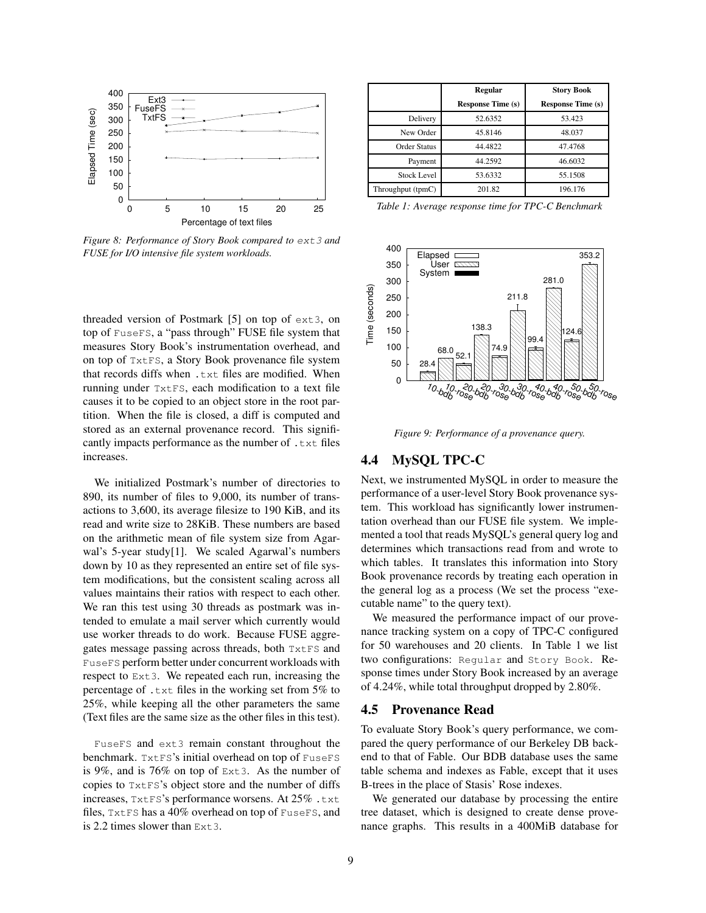Figure 8: Performance of Story Book compared to `ext3` and FUSE for I/O intensive file system workloads.

threaded version of Postmark [5] on top of `ext3`, on top of `FuseFS`, a "pass through" FUSE file system that measures Story Book's instrumentation overhead, and on top of `TxtFS`, a Story Book provenance file system that records diffs when `.txt` files are modified. When running under `TxtFS`, each modification to a text file causes it to be copied to an object store in the root partition. When the file is closed, a diff is computed and stored as an external provenance record. This significantly impacts performance as the number of `.txt` files increases.

We initialized Postmark's number of directories to 890, its number of files to 9,000, its number of transactions to 3,600, its average filesize to 190 KiB, and its read and write size to 28KiB. These numbers are based on the arithmetic mean of file system size from Agarwal's 5-year study[1]. We scaled Agarwal's numbers down by 10 as they represented an entire set of file system modifications, but the consistent scaling across all values maintains their ratios with respect to each other. We ran this test using 30 threads as postmark was intended to emulate a mail server which currently would use worker threads to do work. Because FUSE aggregates message passing across threads, both `TxtFS` and `FuseFS` perform better under concurrent workloads with respect to `Ext3`. We repeated each run, increasing the percentage of `.txt` files in the working set from 5% to 25%, while keeping all the other parameters the same (Text files are the same size as the other files in this test).

`FuseFS` and `ext3` remain constant throughout the benchmark. `TxtFS`'s initial overhead on top of `FuseFS` is 9%, and is 76% on top of `Ext3`. As the number of copies to `TxtFS`'s object store and the number of diffs increases, `TxtFS`'s performance worsens. At 25% `.txt` files, `TxtFS` has a 40% overhead on top of `FuseFS`, and is 2.2 times slower than `Ext3`.

| | Regular Response Time (s) | Story Book Response Time (s) |
|---|---|---|
| Delivery | 52.6352 | 53.423 |
| New Order | 45.8146 | 48.037 |
| Order Status | 44.4822 | 47.4768 |
| Payment | 44.2592 | 46.6032 |
| Stock Level | 53.6332 | 55.1508 |
| Throughput (tpmC) | 201.82 | 196.176 |

Table 1: Average response time for TPC-C Benchmark

Figure 9: Performance of a provenance query.

## 4.4 MySQL TPC-C

Next, we instrumented MySQL in order to measure the performance of a user-level Story Book provenance system. This workload has significantly lower instrumentation overhead than our FUSE file system. We implemented a tool that reads MySQL's general query log and determines which transactions read from and wrote to which tables. It translates this information into Story Book provenance records by treating each operation in the general log as a process (We set the process "executable name" to the query text).

We measured the performance impact of our provenance tracking system on a copy of TPC-C configured for 50 warehouses and 20 clients. In Table 1 we list two configurations: `Regular` and `Story Book`. Response times under Story Book increased by an average of 4.24%, while total throughput dropped by 2.80%.

## 4.5 Provenance Read

To evaluate Story Book's query performance, we compared the query performance of our Berkeley DB backend to that of Fable. Our BDB database uses the same table schema and indexes as Fable, except that it uses B-trees in the place of Stasis' Rose indexes.

We generated our database by processing the entire tree dataset, which is designed to create dense provenance graphs. This results in a 400MiB database for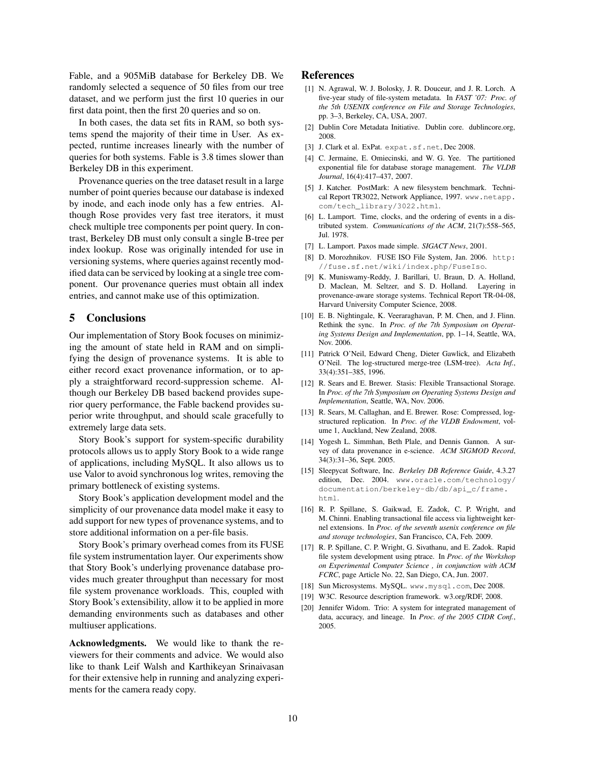Fable, and a 905MiB database for Berkeley DB. We randomly selected a sequence of 50 files from our tree dataset, and we perform just the first 10 queries in our first data point, then the first 20 queries and so on.

In both cases, the data set fits in RAM, so both systems spend the majority of their time in User. As expected, runtime increases linearly with the number of queries for both systems. Fable is 3.8 times slower than Berkeley DB in this experiment.

Provenance queries on the tree dataset result in a large number of point queries because our database is indexed by inode, and each inode only has a few entries. Although Rose provides very fast tree iterators, it must check multiple tree components per point query. In contrast, Berkeley DB must only consult a single B-tree per index lookup. Rose was originally intended for use in versioning systems, where queries against recently modified data can be serviced by looking at a single tree component. Our provenance queries must obtain all index entries, and cannot make use of this optimization.

## 5 Conclusions

Our implementation of Story Book focuses on minimizing the amount of state held in RAM and on simplifying the design of provenance systems. It is able to either record exact provenance information, or to apply a straightforward record-suppression scheme. Although our Berkeley DB based backend provides superior query performance, the Fable backend provides superior write throughput, and should scale gracefully to extremely large data sets.

Story Book's support for system-specific durability protocols allows us to apply Story Book to a wide range of applications, including MySQL. It also allows us to use Valor to avoid synchronous log writes, removing the primary bottleneck of existing systems.

Story Book's application development model and the simplicity of our provenance data model make it easy to add support for new types of provenance systems, and to store additional information on a per-file basis.

Story Book's primary overhead comes from its FUSE file system instrumentation layer. Our experiments show that Story Book's underlying provenance database provides much greater throughput than necessary for most file system provenance workloads. This, coupled with Story Book's extensibility, allow it to be applied in more demanding environments such as databases and other multiuser applications.

**Acknowledgments.** We would like to thank the reviewers for their comments and advice. We would also like to thank Leif Walsh and Karthikeyan Srinaivasan for their extensive help in running and analyzing experiments for the camera ready copy.

## References

[1] N. Agrawal, W. J. Bolosky, J. R. Douceur, and J. R. Lorch. A five-year study of file-system metadata. In *FAST '07: Proc. of the 5th USENIX conference on File and Storage Technologies*, pp. 3–3, Berkeley, CA, USA, 2007.

[2] Dublin Core Metadata Initiative. Dublin core. dublincore.org, 2008.

[3] J. Clark et al. ExPat. expat.sf.net, Dec 2008.

[4] C. Jermaine, E. Omiecinski, and W. G. Yee. The partitioned exponential file for database storage management. *The VLDB Journal*, 16(4):417–437, 2007.

[5] J. Katcher. PostMark: A new filesystem benchmark. Technical Report TR3022, Network Appliance, 1997. www.netapp.com/tech_library/3022.html.

[6] L. Lamport. Time, clocks, and the ordering of events in a distributed system. *Communications of the ACM*, 21(7):558–565, Jul. 1978.

[7] L. Lamport. Paxos made simple. *SIGACT News*, 2001.

[8] D. Morozhnikov. FUSE ISO File System, Jan. 2006. http://fuse.sf.net/wiki/index.php/FuseIso.

[9] K. Muniswamy-Reddy, J. Barillari, U. Braun, D. A. Holland, D. Maclean, M. Seltzer, and S. D. Holland. Layering in provenance-aware storage systems. Technical Report TR-04-08, Harvard University Computer Science, 2008.

[10] E. B. Nightingale, K. Veeraraghavan, P. M. Chen, and J. Flinn. Rethink the sync. In *Proc. of the 7th Symposium on Operating Systems Design and Implementation*, pp. 1–14, Seattle, WA, Nov. 2006.

[11] Patrick O'Neil, Edward Cheng, Dieter Gawlick, and Elizabeth O'Neil. The log-structured merge-tree (LSM-tree). *Acta Inf.*, 33(4):351–385, 1996.

[12] R. Sears and E. Brewer. Stasis: Flexible Transactional Storage. In *Proc. of the 7th Symposium on Operating Systems Design and Implementation*, Seattle, WA, Nov. 2006.

[13] R. Sears, M. Callaghan, and E. Brewer. Rose: Compressed, log-structured replication. In *Proc. of the VLDB Endowment*, volume 1, Auckland, New Zealand, 2008.

[14] Yogesh L. Simmhan, Beth Plale, and Dennis Gannon. A survey of data provenance in e-science. *ACM SIGMOD Record*, 34(3):31–36, Sept. 2005.

[15] Sleepycat Software, Inc. *Berkeley DB Reference Guide*, 4.3.27 edition, Dec. 2004. www.oracle.com/technology/documentation/berkeley-db/db/api_c/frame.html.

[16] R. P. Spillane, S. Gaikwad, E. Zadok, C. P. Wright, and M. Chinni. Enabling transactional file access via lightweight kernel extensions. In *Proc. of the seventh usenix conference on file and storage technologies*, San Francisco, CA, Feb. 2009.

[17] R. P. Spillane, C. P. Wright, G. Sivathanu, and E. Zadok. Rapid file system development using ptrace. In *Proc. of the Workshop on Experimental Computer Science , in conjunction with ACM FCRC*, page Article No. 22, San Diego, CA, Jun. 2007.

[18] Sun Microsystems. MySQL. www.mysql.com, Dec 2008.

[19] W3C. Resource description framework. w3.org/RDF, 2008.

[20] Jennifer Widom. Trio: A system for integrated management of data, accuracy, and lineage. In *Proc. of the 2005 CIDR Conf.*, 2005.